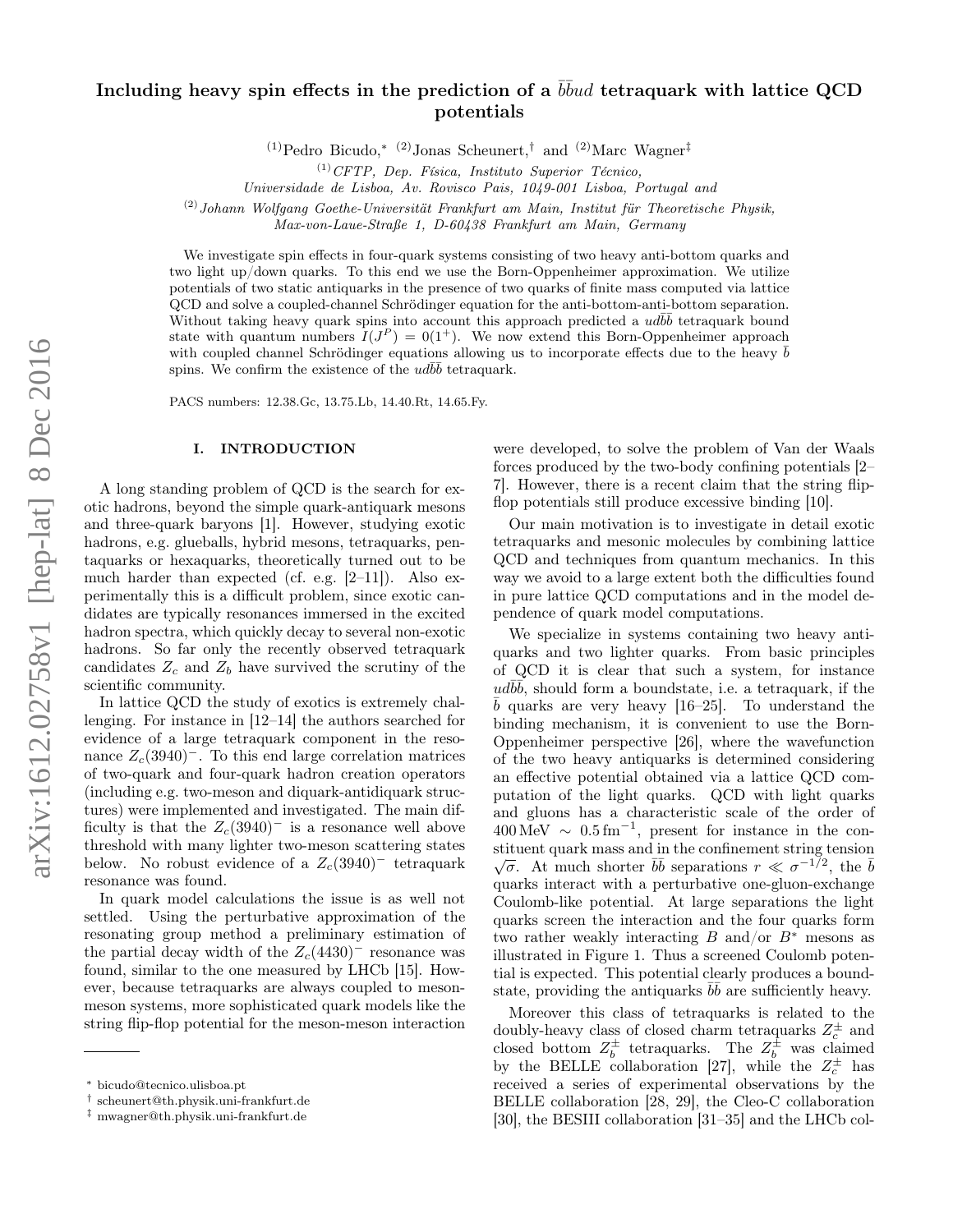# Including heavy spin effects in the prediction of a $\bar{b}\bar{b}ud$ tetraquark with lattice QCD potentials

[(1)]Pedro Bicudo,[*] [(2)]Jonas Scheunert,[†] and [(2)]Marc Wagner[‡]

[(1)] *CFTP, Dep. Física, Instituto Superior Técnico, Universidade de Lisboa, Av. Rovisco Pais, 1049-001 Lisboa, Portugal and*

[(2)] *Johann Wolfgang Goethe-Universität Frankfurt am Main, Institut für Theoretische Physik, Max-von-Laue-Straße 1, D-60438 Frankfurt am Main, Germany*

We investigate spin effects in four-quark systems consisting of two heavy anti-bottom quarks and two light up/down quarks. To this end we use the Born-Oppenheimer approximation. We utilize potentials of two static antiquarks in the presence of two quarks of finite mass computed via lattice QCD and solve a coupled-channel Schrödinger equation for the anti-bottom-anti-bottom separation. Without taking heavy quark spins into account this approach predicted a $ud\bar{b}\bar{b}$ tetraquark bound state with quantum numbers $I(J^P) = 0(1^+)$. We now extend this Born-Oppenheimer approach with coupled channel Schrödinger equations allowing us to incorporate effects due to the heavy $\bar{b}$ spins. We confirm the existence of the $ud\bar{b}\bar{b}$ tetraquark.

PACS numbers: 12.38.Gc, 13.75.Lb, 14.40.Rt, 14.65.Fy.

## I. INTRODUCTION

A long standing problem of QCD is the search for exotic hadrons, beyond the simple quark-antiquark mesons and three-quark baryons [1]. However, studying exotic hadrons, e.g. glueballs, hybrid mesons, tetraquarks, pentaquarks or hexaquarks, theoretically turned out to be much harder than expected (cf. e.g. [2–11]). Also experimentally this is a difficult problem, since exotic candidates are typically resonances immersed in the excited hadron spectra, which quickly decay to several non-exotic hadrons. So far only the recently observed tetraquark candidates $Z_c$ and $Z_b$ have survived the scrutiny of the scientific community.

In lattice QCD the study of exotics is extremely challenging. For instance in [12–14] the authors searched for evidence of a large tetraquark component in the resonance $Z_c(3940)^-$. To this end large correlation matrices of two-quark and four-quark hadron creation operators (including e.g. two-meson and diquark-antidiquark structures) were implemented and investigated. The main difficulty is that the $Z_c(3940)^-$ is a resonance well above threshold with many lighter two-meson scattering states below. No robust evidence of a $Z_c(3940)^-$ tetraquark resonance was found.

In quark model calculations the issue is as well not settled. Using the perturbative approximation of the resonating group method a preliminary estimation of the partial decay width of the $Z_c(4430)^-$ resonance was found, similar to the one measured by LHCb [15]. However, because tetraquarks are always coupled to meson-meson systems, more sophisticated quark models like the string flip-flop potential for the meson-meson interaction were developed, to solve the problem of Van der Waals forces produced by the two-body confining potentials [2–7]. However, there is a recent claim that the string flip-flop potentials still produce excessive binding [10].

Our main motivation is to investigate in detail exotic tetraquarks and mesonic molecules by combining lattice QCD and techniques from quantum mechanics. In this way we avoid to a large extent both the difficulties found in pure lattice QCD computations and in the model dependence of quark model computations.

We specialize in systems containing two heavy antiquarks and two lighter quarks. From basic principles of QCD it is clear that such a system, for instance $ud\bar{b}\bar{b}$, should form a boundstate, i.e. a tetraquark, if the $\bar{b}$ quarks are very heavy [16–25]. To understand the binding mechanism, it is convenient to use the Born-Oppenheimer perspective [26], where the wavefunction of the two heavy antiquarks is determined considering an effective potential obtained via a lattice QCD computation of the light quarks. QCD with light quarks and gluons has a characteristic scale of the order of $400\,\text{MeV} \sim 0.5\,\text{fm}^{-1}$, present for instance in the constituent quark mass and in the confinement string tension $\sqrt{\sigma}$. At much shorter $\bar{b}\bar{b}$ separations $r \ll \sigma^{-1/2}$, the $\bar{b}$ quarks interact with a perturbative one-gluon-exchange Coulomb-like potential. At large separations the light quarks screen the interaction and the four quarks form two rather weakly interacting $B$ and/or $B^*$ mesons as illustrated in Figure 1. Thus a screened Coulomb potential is expected. This potential clearly produces a boundstate, providing the antiquarks $\bar{b}\bar{b}$ are sufficiently heavy.

Moreover this class of tetraquarks is related to the doubly-heavy class of closed charm tetraquarks $Z_c^\pm$ and closed bottom $Z_b^\pm$ tetraquarks. The $Z_b^\pm$ was claimed by the BELLE collaboration [27], while the $Z_c^\pm$ has received a series of experimental observations by the BELLE collaboration [28, 29], the Cleo-C collaboration [30], the BESIII collaboration [31–35] and the LHCb col-

---

[*] bicudo@tecnico.ulisboa.pt
[†] scheunert@th.physik.uni-frankfurt.de
[‡] mwagner@th.physik.uni-frankfurt.de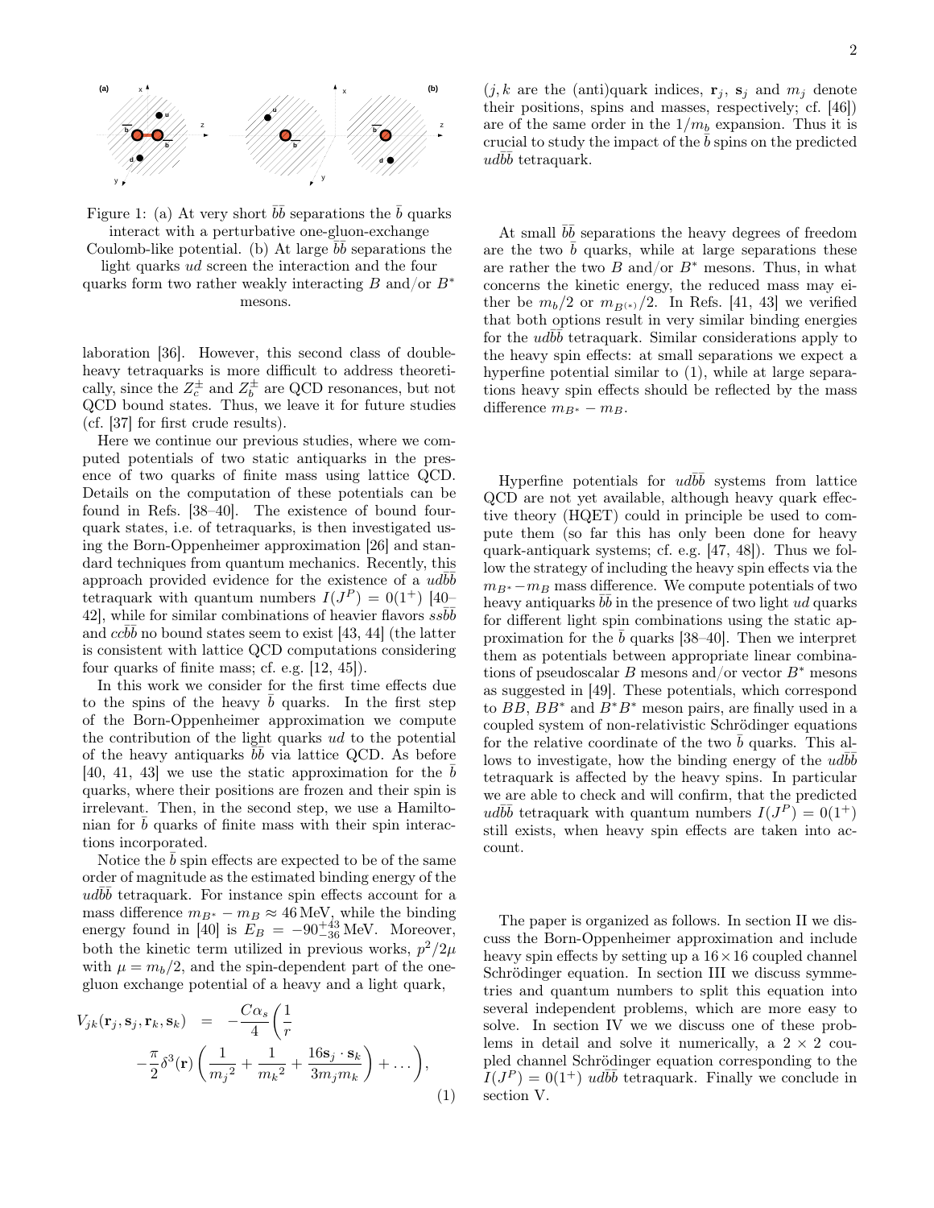Figure 1: (a) At very short $\bar{b}\bar{b}$ separations the $\bar{b}$ quarks interact with a perturbative one-gluon-exchange Coulomb-like potential. (b) At large $\bar{b}\bar{b}$ separations the light quarks $ud$ screen the interaction and the four quarks form two rather weakly interacting $B$ and/or $B^*$ mesons.

laboration [36]. However, this second class of double-heavy tetraquarks is more difficult to address theoretically, since the $Z_c^\pm$ and $Z_b^\pm$ are QCD resonances, but not QCD bound states. Thus, we leave it for future studies (cf. [37] for first crude results).

Here we continue our previous studies, where we computed potentials of two static antiquarks in the presence of two quarks of finite mass using lattice QCD. Details on the computation of these potentials can be found in Refs. [38–40]. The existence of bound four-quark states, i.e. of tetraquarks, is then investigated using the Born-Oppenheimer approximation [26] and standard techniques from quantum mechanics. Recently, this approach provided evidence for the existence of a $ud\bar{b}\bar{b}$ tetraquark with quantum numbers $I(J^P) = 0(1^+)$ [40–42], while for similar combinations of heavier flavors $ss\bar{b}\bar{b}$ and $cc\bar{b}\bar{b}$ no bound states seem to exist [43, 44] (the latter is consistent with lattice QCD computations considering four quarks of finite mass; cf. e.g. [12, 45]).

In this work we consider for the first time effects due to the spins of the heavy $\bar{b}$ quarks. In the first step of the Born-Oppenheimer approximation we compute the contribution of the light quarks $ud$ to the potential of the heavy antiquarks $\bar{b}\bar{b}$ via lattice QCD. As before [40, 41, 43] we use the static approximation for the $\bar{b}$ quarks, where their positions are frozen and their spin is irrelevant. Then, in the second step, we use a Hamiltonian for $\bar{b}$ quarks of finite mass with their spin interactions incorporated.

Notice the $\bar{b}$ spin effects are expected to be of the same order of magnitude as the estimated binding energy of the $ud\bar{b}\bar{b}$ tetraquark. For instance spin effects account for a mass difference $m_{B^*} - m_B \approx 46\,\text{MeV}$, while the binding energy found in [40] is $E_B = -90^{+43}_{-36}\,\text{MeV}$. Moreover, both the kinetic term utilized in previous works, $p^2/2\mu$ with $\mu = m_b/2$, and the spin-dependent part of the one-gluon exchange potential of a heavy and a light quark,

$$V_{jk}(\mathbf{r}_j, \mathbf{s}_j, \mathbf{r}_k, \mathbf{s}_k) = -\frac{C\alpha_s}{4}\bigg(\frac{1}{r} - \frac{\pi}{2}\delta^3(\mathbf{r})\left(\frac{1}{{m_j}^2} + \frac{1}{{m_k}^2} + \frac{16\mathbf{s}_j \cdot \mathbf{s}_k}{3m_j m_k}\right) + \ldots\bigg), \tag{1}$$

($j, k$ are the (anti)quark indices, $\mathbf{r}_j$, $\mathbf{s}_j$ and $m_j$ denote their positions, spins and masses, respectively; cf. [46]) are of the same order in the $1/m_b$ expansion. Thus it is crucial to study the impact of the $\bar{b}$ spins on the predicted $ud\bar{b}\bar{b}$ tetraquark.

At small $\bar{b}\bar{b}$ separations the heavy degrees of freedom are the two $\bar{b}$ quarks, while at large separations these are rather the two $B$ and/or $B^*$ mesons. Thus, in what concerns the kinetic energy, the reduced mass may either be $m_b/2$ or $m_{B^{(*)}}/2$. In Refs. [41, 43] we verified that both options result in very similar binding energies for the $ud\bar{b}\bar{b}$ tetraquark. Similar considerations apply to the heavy spin effects: at small separations we expect a hyperfine potential similar to (1), while at large separations heavy spin effects should be reflected by the mass difference $m_{B^*} - m_B$.

Hyperfine potentials for $ud\bar{b}\bar{b}$ systems from lattice QCD are not yet available, although heavy quark effective theory (HQET) could in principle be used to compute them (so far this has only been done for heavy quark-antiquark systems; cf. e.g. [47, 48]). Thus we follow the strategy of including the heavy spin effects via the $m_{B^*} - m_B$ mass difference. We compute potentials of two heavy antiquarks $\bar{b}\bar{b}$ in the presence of two light $ud$ quarks for different light spin combinations using the static approximation for the $\bar{b}$ quarks [38–40]. Then we interpret them as potentials between appropriate linear combinations of pseudoscalar $B$ mesons and/or vector $B^*$ mesons as suggested in [49]. These potentials, which correspond to $BB$, $BB^*$ and $B^*B^*$ meson pairs, are finally used in a coupled system of non-relativistic Schrödinger equations for the relative coordinate of the two $\bar{b}$ quarks. This allows to investigate, how the binding energy of the $ud\bar{b}\bar{b}$ tetraquark is affected by the heavy spins. In particular we are able to check and will confirm, that the predicted $ud\bar{b}\bar{b}$ tetraquark with quantum numbers $I(J^P) = 0(1^+)$ still exists, when heavy spin effects are taken into account.

The paper is organized as follows. In section II we discuss the Born-Oppenheimer approximation and include heavy spin effects by setting up a $16 \times 16$ coupled channel Schrödinger equation. In section III we discuss symmetries and quantum numbers to split this equation into several independent problems, which are more easy to solve. In section IV we we discuss one of these problems in detail and solve it numerically, a $2 \times 2$ coupled channel Schrödinger equation corresponding to the $I(J^P) = 0(1^+)$ $ud\bar{b}\bar{b}$ tetraquark. Finally we conclude in section V.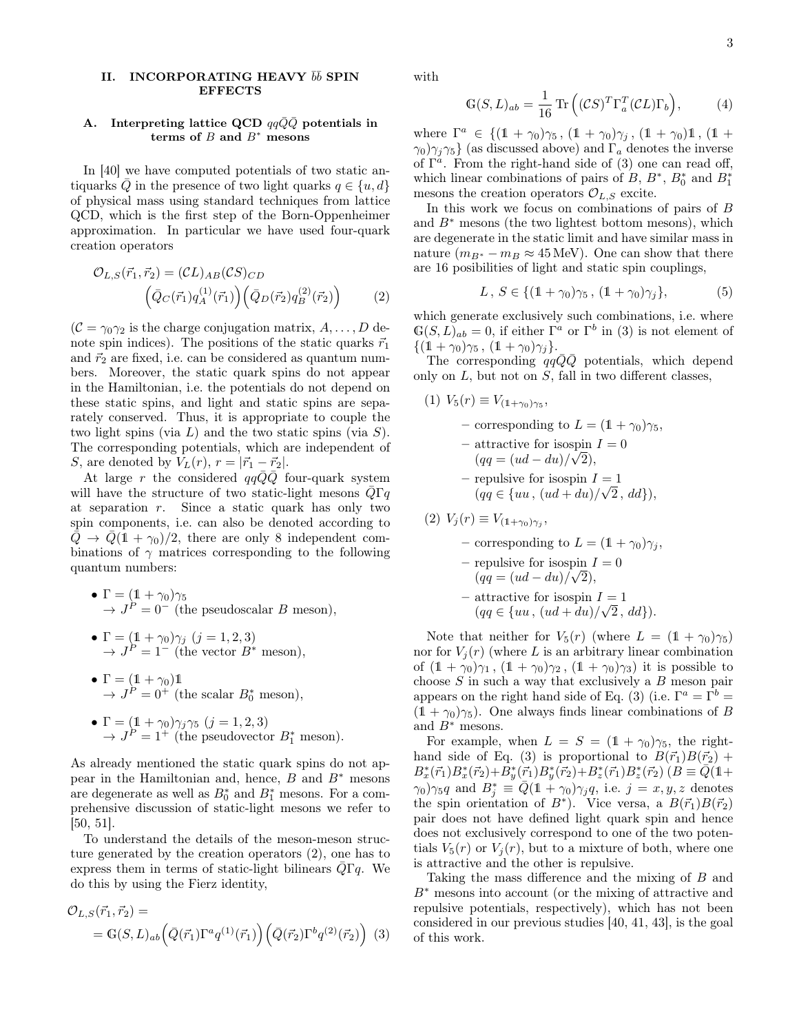## II. INCORPORATING HEAVY $\bar{b}\bar{b}$ SPIN EFFECTS

### A. Interpreting lattice QCD $qq\bar{Q}\bar{Q}$ potentials in terms of $B$ and $B^*$ mesons

In [40] we have computed potentials of two static antiquarks $\bar{Q}$ in the presence of two light quarks $q \in \{u, d\}$ of physical mass using standard techniques from lattice QCD, which is the first step of the Born-Oppenheimer approximation. In particular we have used four-quark creation operators

$$\mathcal{O}_{L,S}(\vec{r}_1, \vec{r}_2) = (\mathcal{C}L)_{AB}(\mathcal{C}S)_{CD} \Big(\bar{Q}_C(\vec{r}_1) q_A^{(1)}(\vec{r}_1)\Big)\Big(\bar{Q}_D(\vec{r}_2) q_B^{(2)}(\vec{r}_2)\Big) \quad (2)$$

($\mathcal{C} = \gamma_0\gamma_2$ is the charge conjugation matrix, $A, \ldots, D$ denote spin indices). The positions of the static quarks $\vec{r}_1$ and $\vec{r}_2$ are fixed, i.e. can be considered as quantum numbers. Moreover, the static quark spins do not appear in the Hamiltonian, i.e. the potentials do not depend on these static spins, and light and static spins are separately conserved. Thus, it is appropriate to couple the two light spins (via $L$) and the two static spins (via $S$). The corresponding potentials, which are independent of $S$, are denoted by $V_L(r)$, $r = |\vec{r}_1 - \vec{r}_2|$.

At large $r$ the considered $qq\bar{Q}\bar{Q}$ four-quark system will have the structure of two static-light mesons $\bar{Q}\Gamma q$ at separation $r$. Since a static quark has only two spin components, i.e. can also be denoted according to $\bar{Q} \to \bar{Q}(\mathbb{1} + \gamma_0)/2$, there are only 8 independent combinations of $\gamma$ matrices corresponding to the following quantum numbers:

- $\Gamma = (\mathbb{1} + \gamma_0)\gamma_5$
  $\to J^P = 0^-$ (the pseudoscalar $B$ meson),
- $\Gamma = (\mathbb{1} + \gamma_0)\gamma_j$ $(j = 1, 2, 3)$
  $\to J^P = 1^-$ (the vector $B^*$ meson),
- $\Gamma = (\mathbb{1} + \gamma_0)\mathbb{1}$
  $\to J^P = 0^+$ (the scalar $B_0^*$ meson),
- $\Gamma = (\mathbb{1} + \gamma_0)\gamma_j\gamma_5$ $(j = 1, 2, 3)$
  $\to J^P = 1^+$ (the pseudovector $B_1^*$ meson).

As already mentioned the static quark spins do not appear in the Hamiltonian and, hence, $B$ and $B^*$ mesons are degenerate as well as $B_0^*$ and $B_1^*$ mesons. For a comprehensive discussion of static-light mesons we refer to [50, 51].

To understand the details of the meson-meson structure generated by the creation operators (2), one has to express them in terms of static-light bilinears $\bar{Q}\Gamma q$. We do this by using the Fierz identity,

$$\mathcal{O}_{L,S}(\vec{r}_1, \vec{r}_2) = = \mathbb{G}(S, L)_{ab}\Big(\bar{Q}(\vec{r}_1)\Gamma^a q^{(1)}(\vec{r}_1)\Big)\Big(\bar{Q}(\vec{r}_2)\Gamma^b q^{(2)}(\vec{r}_2)\Big) \quad (3)$$

with

$$\mathbb{G}(S, L)_{ab} = \frac{1}{16}\,\mathrm{Tr}\Big((\mathcal{C}S)^T \Gamma_a^T (\mathcal{C}L)\Gamma_b\Big), \quad (4)$$

where $\Gamma^a \in \{(\mathbb{1} + \gamma_0)\gamma_5\,,\,(\mathbb{1} + \gamma_0)\gamma_j\,,\,(\mathbb{1} + \gamma_0)\mathbb{1}\,,\,(\mathbb{1} + \gamma_0)\gamma_j\gamma_5\}$ (as discussed above) and $\Gamma_a$ denotes the inverse of $\Gamma^a$. From the right-hand side of (3) one can read off, which linear combinations of pairs of $B$, $B^*$, $B_0^*$ and $B_1^*$ mesons the creation operators $\mathcal{O}_{L,S}$ excite.

In this work we focus on combinations of pairs of $B$ and $B^*$ mesons (the two lightest bottom mesons), which are degenerate in the static limit and have similar mass in nature ($m_{B^*} - m_B \approx 45\,\mathrm{MeV}$). One can show that there are 16 posibilities of light and static spin couplings,

$$L\,,\,S \in \{(\mathbb{1} + \gamma_0)\gamma_5\,,\,(\mathbb{1} + \gamma_0)\gamma_j\}, \quad (5)$$

which generate exclusively such combinations, i.e. where $\mathbb{G}(S, L)_{ab} = 0$, if either $\Gamma^a$ or $\Gamma^b$ in (3) is not element of $\{(\mathbb{1} + \gamma_0)\gamma_5\,,\,(\mathbb{1} + \gamma_0)\gamma_j\}$.

The corresponding $qq\bar{Q}\bar{Q}$ potentials, which depend only on $L$, but not on $S$, fall in two different classes,

(1) $V_5(r) \equiv V_{(\mathbb{1}+\gamma_0)\gamma_5}$,
  - corresponding to $L = (\mathbb{1} + \gamma_0)\gamma_5$,
  - attractive for isospin $I = 0$
    ($qq = (ud - du)/\sqrt{2}$),
  - repulsive for isospin $I = 1$
    ($qq \in \{uu\,,\,(ud + du)/\sqrt{2}\,,\,dd\}$),

(2) $V_j(r) \equiv V_{(\mathbb{1}+\gamma_0)\gamma_j}$,
  - corresponding to $L = (\mathbb{1} + \gamma_0)\gamma_j$,
  - repulsive for isospin $I = 0$
    ($qq = (ud - du)/\sqrt{2}$),
  - attractive for isospin $I = 1$
    ($qq \in \{uu\,,\,(ud + du)/\sqrt{2}\,,\,dd\}$).

Note that neither for $V_5(r)$ (where $L = (\mathbb{1} + \gamma_0)\gamma_5$) nor for $V_j(r)$ (where $L$ is an arbitrary linear combination of $(\mathbb{1} + \gamma_0)\gamma_1\,,\,(\mathbb{1} + \gamma_0)\gamma_2\,,\,(\mathbb{1} + \gamma_0)\gamma_3$) it is possible to choose $S$ in such a way that exclusively a $B$ meson pair appears on the right hand side of Eq. (3) (i.e. $\Gamma^a = \Gamma^b = (\mathbb{1} + \gamma_0)\gamma_5$). One always finds linear combinations of $B$ and $B^*$ mesons.

For example, when $L = S = (\mathbb{1} + \gamma_0)\gamma_5$, the right-hand side of Eq. (3) is proportional to $B(\vec{r}_1)B(\vec{r}_2) + B_x^*(\vec{r}_1)B_x^*(\vec{r}_2) + B_y^*(\vec{r}_1)B_y^*(\vec{r}_2) + B_z^*(\vec{r}_1)B_z^*(\vec{r}_2)$ ($B \equiv \bar{Q}(\mathbb{1} + \gamma_0)\gamma_5 q$ and $B_j^* \equiv \bar{Q}(\mathbb{1} + \gamma_0)\gamma_j q$, i.e. $j = x, y, z$ denotes the spin orientation of $B^*$). Vice versa, a $B(\vec{r}_1)B(\vec{r}_2)$ pair does not have defined light quark spin and hence does not exclusively correspond to one of the two potentials $V_5(r)$ or $V_j(r)$, but to a mixture of both, where one is attractive and the other is repulsive.

Taking the mass difference and the mixing of $B$ and $B^*$ mesons into account (or the mixing of attractive and repulsive potentials, respectively), which has not been considered in our previous studies [40, 41, 43], is the goal of this work.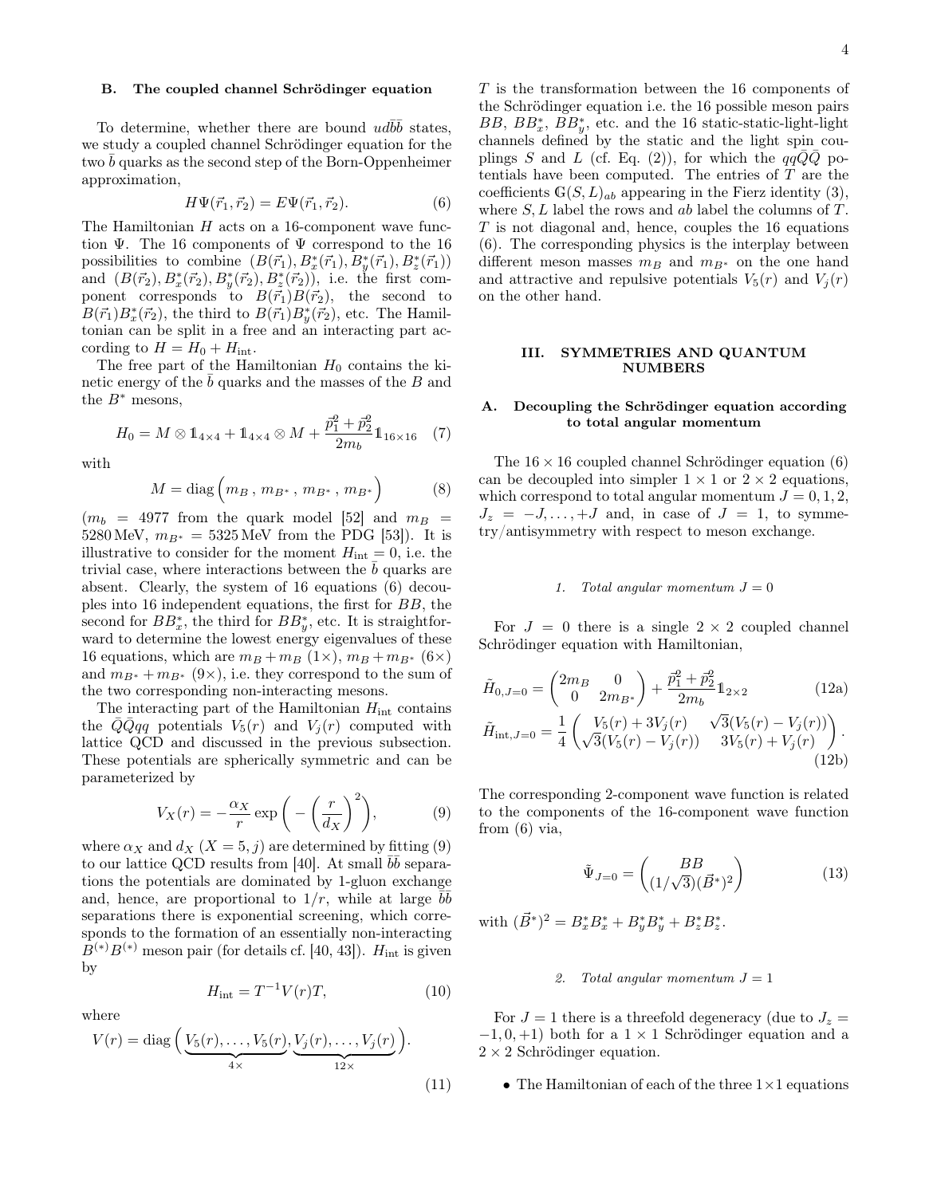### B. The coupled channel Schrödinger equation

To determine, whether there are bound $ud\bar{b}\bar{b}$ states, we study a coupled channel Schrödinger equation for the two $\bar{b}$ quarks as the second step of the Born-Oppenheimer approximation,

$$H\Psi(\vec{r}_1, \vec{r}_2) = E\Psi(\vec{r}_1, \vec{r}_2). \tag{6}$$

The Hamiltonian $H$ acts on a 16-component wave function $\Psi$. The 16 components of $\Psi$ correspond to the 16 possibilities to combine $(B(\vec{r}_1), B^*_x(\vec{r}_1), B^*_y(\vec{r}_1), B^*_z(\vec{r}_1))$ and $(B(\vec{r}_2), B^*_x(\vec{r}_2), B^*_y(\vec{r}_2), B^*_z(\vec{r}_2))$, i.e. the first component corresponds to $B(\vec{r}_1)B(\vec{r}_2)$, the second to $B(\vec{r}_1)B^*_x(\vec{r}_2)$, the third to $B(\vec{r}_1)B^*_y(\vec{r}_2)$, etc. The Hamiltonian can be split in a free and an interacting part according to $H = H_0 + H_{\text{int}}$.

The free part of the Hamiltonian $H_0$ contains the kinetic energy of the $\bar{b}$ quarks and the masses of the $B$ and the $B^*$ mesons,

$$H_0 = M \otimes \mathbb{1}_{4\times 4} + \mathbb{1}_{4\times 4} \otimes M + \frac{\vec{p}_1^{\,2} + \vec{p}_2^{\,2}}{2m_b}\mathbb{1}_{16\times 16} \tag{7}$$

with

$$M = \text{diag}\Big(m_B\,,\, m_{B^*}\,,\, m_{B^*}\,,\, m_{B^*}\Big) \tag{8}$$

($m_b = 4977$ from the quark model [52] and $m_B = 5280\,\text{MeV}$, $m_{B^*} = 5325\,\text{MeV}$ from the PDG [53]). It is illustrative to consider for the moment $H_{\text{int}} = 0$, i.e. the trivial case, where interactions between the $\bar{b}$ quarks are absent. Clearly, the system of 16 equations (6) decouples into 16 independent equations, the first for $BB$, the second for $BB^*_x$, the third for $BB^*_y$, etc. It is straightforward to determine the lowest energy eigenvalues of these 16 equations, which are $m_B + m_B$ ($1\times$), $m_B + m_{B^*}$ ($6\times$) and $m_{B^*} + m_{B^*}$ ($9\times$), i.e. they correspond to the sum of the two corresponding non-interacting mesons.

The interacting part of the Hamiltonian $H_{\text{int}}$ contains the $\bar{Q}\bar{Q}qq$ potentials $V_5(r)$ and $V_j(r)$ computed with lattice QCD and discussed in the previous subsection. These potentials are spherically symmetric and can be parameterized by

$$V_X(r) = -\frac{\alpha_X}{r}\exp\bigg(-\Big(\frac{r}{d_X}\Big)^2\bigg), \tag{9}$$

where $\alpha_X$ and $d_X$ ($X = 5, j$) are determined by fitting (9) to our lattice QCD results from [40]. At small $\bar{b}\bar{b}$ separations the potentials are dominated by 1-gluon exchange and, hence, are proportional to $1/r$, while at large $\bar{b}\bar{b}$ separations there is exponential screening, which corresponds to the formation of an essentially non-interacting $B^{(*)}B^{(*)}$ meson pair (for details cf. [40, 43]). $H_{\text{int}}$ is given by

$$H_{\text{int}} = T^{-1}V(r)T, \tag{10}$$

where

$$V(r) = \text{diag}\Big(\underbrace{V_5(r), \ldots, V_5(r)}_{4\times}, \underbrace{V_j(r), \ldots, V_j(r)}_{12\times}\Big). \tag{11}$$

$T$ is the transformation between the 16 components of the Schrödinger equation i.e. the 16 possible meson pairs $BB$, $BB^*_x$, $BB^*_y$, etc. and the 16 static-static-light-light channels defined by the static and the light spin couplings $S$ and $L$ (cf. Eq. (2)), for which the $qq\bar{Q}\bar{Q}$ potentials have been computed. The entries of $T$ are the coefficients $\mathbb{G}(S, L)_{ab}$ appearing in the Fierz identity (3), where $S, L$ label the rows and $ab$ label the columns of $T$. $T$ is not diagonal and, hence, couples the 16 equations (6). The corresponding physics is the interplay between different meson masses $m_B$ and $m_{B^*}$ on the one hand and attractive and repulsive potentials $V_5(r)$ and $V_j(r)$ on the other hand.

## III. SYMMETRIES AND QUANTUM NUMBERS

### A. Decoupling the Schrödinger equation according to total angular momentum

The $16 \times 16$ coupled channel Schrödinger equation (6) can be decoupled into simpler $1 \times 1$ or $2 \times 2$ equations, which correspond to total angular momentum $J = 0, 1, 2$, $J_z = -J, \ldots, +J$ and, in case of $J = 1$, to symmetry/antisymmetry with respect to meson exchange.

#### 1. Total angular momentum $J = 0$

For $J = 0$ there is a single $2 \times 2$ coupled channel Schrödinger equation with Hamiltonian,

$$\tilde{H}_{0,J=0} = \begin{pmatrix} 2m_B & 0 \\ 0 & 2m_{B^*} \end{pmatrix} + \frac{\vec{p}_1^{\,2} + \vec{p}_2^{\,2}}{2m_b}\mathbb{1}_{2\times 2} \tag{12a}$$

$$\tilde{H}_{\text{int},J=0} = \frac{1}{4}\begin{pmatrix} V_5(r) + 3V_j(r) & \sqrt{3}(V_5(r) - V_j(r)) \\ \sqrt{3}(V_5(r) - V_j(r)) & 3V_5(r) + V_j(r) \end{pmatrix}. \tag{12b}$$

The corresponding 2-component wave function is related to the components of the 16-component wave function from (6) via,

$$\tilde{\Psi}_{J=0} = \begin{pmatrix} BB \\ (1/\sqrt{3})(\vec{B}^*)^2 \end{pmatrix} \tag{13}$$

with $(\vec{B}^*)^2 = B^*_x B^*_x + B^*_y B^*_y + B^*_z B^*_z$.

#### 2. Total angular momentum $J = 1$

For $J = 1$ there is a threefold degeneracy (due to $J_z = -1, 0, +1$) both for a $1 \times 1$ Schrödinger equation and a $2 \times 2$ Schrödinger equation.

- The Hamiltonian of each of the three $1\times 1$ equations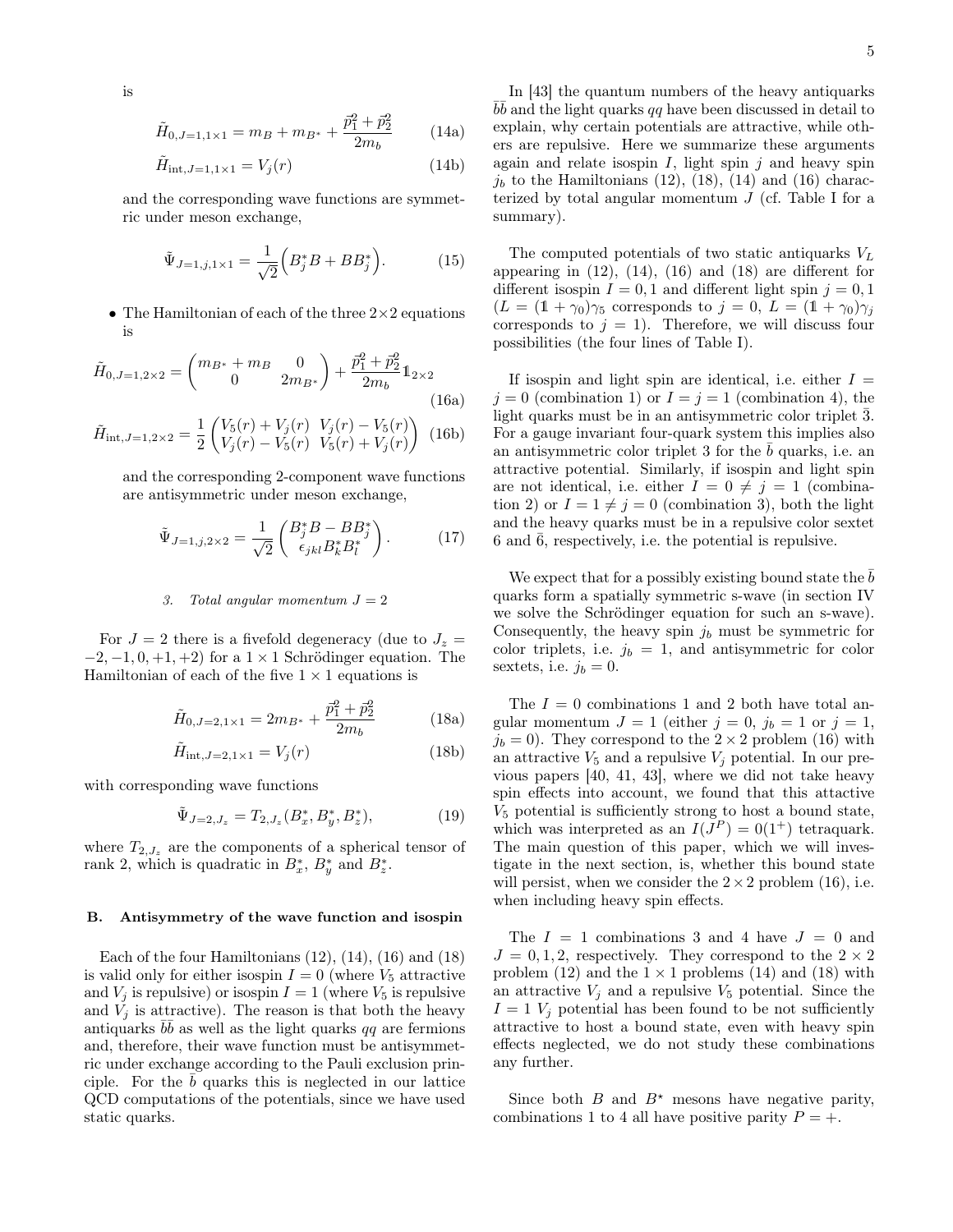is

$$\tilde{H}_{0,J=1,1\times 1} = m_B + m_{B^*} + \frac{\vec{p}_1^2 + \vec{p}_2^2}{2m_b} \tag{14a}$$

$$\tilde{H}_{\text{int},J=1,1\times 1} = V_j(r) \tag{14b}$$

and the corresponding wave functions are symmetric under meson exchange,

$$\tilde{\Psi}_{J=1,j,1\times 1} = \frac{1}{\sqrt{2}}\Big(B_j^* B + B B_j^*\Big). \tag{15}$$

- The Hamiltonian of each of the three $2\times 2$ equations is

$$\tilde{H}_{0,J=1,2\times 2} = \begin{pmatrix} m_{B^*} + m_B & 0 \\ 0 & 2m_{B^*} \end{pmatrix} + \frac{\vec{p}_1^2 + \vec{p}_2^2}{2m_b} \mathbb{1}_{2\times 2} \tag{16a}$$

$$\tilde{H}_{\text{int},J=1,2\times 2} = \frac{1}{2}\begin{pmatrix} V_5(r) + V_j(r) & V_j(r) - V_5(r) \\ V_j(r) - V_5(r) & V_5(r) + V_j(r) \end{pmatrix} \tag{16b}$$

and the corresponding 2-component wave functions are antisymmetric under meson exchange,

$$\tilde{\Psi}_{J=1,j,2\times 2} = \frac{1}{\sqrt{2}}\begin{pmatrix} B_j^* B - B B_j^* \\ \epsilon_{jkl} B_k^* B_l^* \end{pmatrix}. \tag{17}$$

### 3. Total angular momentum $J = 2$

For $J = 2$ there is a fivefold degeneracy (due to $J_z = -2, -1, 0, +1, +2$) for a $1 \times 1$ Schrödinger equation. The Hamiltonian of each of the five $1 \times 1$ equations is

$$\tilde{H}_{0,J=2,1\times 1} = 2m_{B^*} + \frac{\vec{p}_1^2 + \vec{p}_2^2}{2m_b} \tag{18a}$$

$$\tilde{H}_{\text{int},J=2,1\times 1} = V_j(r) \tag{18b}$$

with corresponding wave functions

$$\tilde{\Psi}_{J=2,J_z} = T_{2,J_z}(B_x^*, B_y^*, B_z^*), \tag{19}$$

where $T_{2,J_z}$ are the components of a spherical tensor of rank 2, which is quadratic in $B_x^*$, $B_y^*$ and $B_z^*$.

## B. Antisymmetry of the wave function and isospin

Each of the four Hamiltonians (12), (14), (16) and (18) is valid only for either isospin $I = 0$ (where $V_5$ attractive and $V_j$ is repulsive) or isospin $I = 1$ (where $V_5$ is repulsive and $V_j$ is attractive). The reason is that both the heavy antiquarks $\bar{b}\bar{b}$ as well as the light quarks $qq$ are fermions and, therefore, their wave function must be antisymmetric under exchange according to the Pauli exclusion principle. For the $\bar{b}$ quarks this is neglected in our lattice QCD computations of the potentials, since we have used static quarks.

In [43] the quantum numbers of the heavy antiquarks $\bar{b}\bar{b}$ and the light quarks $qq$ have been discussed in detail to explain, why certain potentials are attractive, while others are repulsive. Here we summarize these arguments again and relate isospin $I$, light spin $j$ and heavy spin $j_b$ to the Hamiltonians (12), (18), (14) and (16) characterized by total angular momentum $J$ (cf. Table I for a summary).

The computed potentials of two static antiquarks $V_L$ appearing in (12), (14), (16) and (18) are different for different isospin $I = 0, 1$ and different light spin $j = 0, 1$ ($L = (\mathbb{1} + \gamma_0)\gamma_5$ corresponds to $j = 0$, $L = (\mathbb{1} + \gamma_0)\gamma_j$ corresponds to $j = 1$). Therefore, we will discuss four possibilities (the four lines of Table I).

If isospin and light spin are identical, i.e. either $I = j = 0$ (combination 1) or $I = j = 1$ (combination 4), the light quarks must be in an antisymmetric color triplet $\bar{3}$. For a gauge invariant four-quark system this implies also an antisymmetric color triplet 3 for the $\bar{b}$ quarks, i.e. an attractive potential. Similarly, if isospin and light spin are not identical, i.e. either $I = 0 \neq j = 1$ (combination 2) or $I = 1 \neq j = 0$ (combination 3), both the light and the heavy quarks must be in a repulsive color sextet 6 and $\bar{6}$, respectively, i.e. the potential is repulsive.

We expect that for a possibly existing bound state the $\bar{b}$ quarks form a spatially symmetric s-wave (in section IV we solve the Schrödinger equation for such an s-wave). Consequently, the heavy spin $j_b$ must be symmetric for color triplets, i.e. $j_b = 1$, and antisymmetric for color sextets, i.e. $j_b = 0$.

The $I = 0$ combinations 1 and 2 both have total angular momentum $J = 1$ (either $j = 0$, $j_b = 1$ or $j = 1$, $j_b = 0$). They correspond to the $2 \times 2$ problem (16) with an attractive $V_5$ and a repulsive $V_j$ potential. In our previous papers [40, 41, 43], where we did not take heavy spin effects into account, we found that this attractive $V_5$ potential is sufficiently strong to host a bound state, which was interpreted as an $I(J^P) = 0(1^+)$ tetraquark. The main question of this paper, which we will investigate in the next section, is, whether this bound state will persist, when we consider the $2 \times 2$ problem (16), i.e. when including heavy spin effects.

The $I = 1$ combinations 3 and 4 have $J = 0$ and $J = 0, 1, 2$, respectively. They correspond to the $2 \times 2$ problem (12) and the $1 \times 1$ problems (14) and (18) with an attractive $V_j$ and a repulsive $V_5$ potential. Since the $I = 1$ $V_j$ potential has been found to be not sufficiently attractive to host a bound state, even with heavy spin effects neglected, we do not study these combinations any further.

Since both $B$ and $B^\star$ mesons have negative parity, combinations 1 to 4 all have positive parity $P = +$.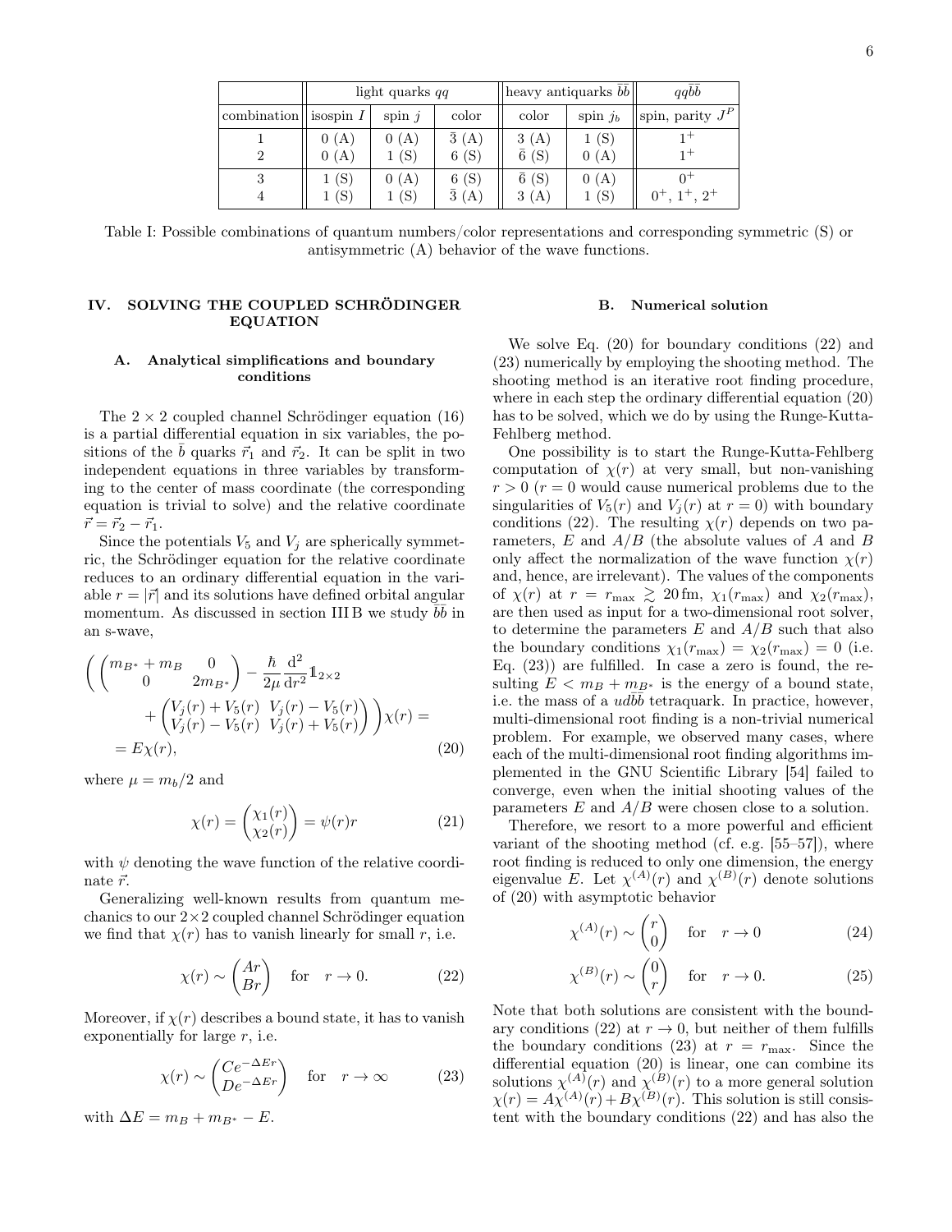| | light quarks $qq$ | | | heavy antiquarks $\bar{b}\bar{b}$ | | $qq\bar{b}\bar{b}$ |
|---|---|---|---|---|---|---|
| combination | isospin $I$ | spin $j$ | color | color | spin $j_b$ | spin, parity $J^P$ |
| 1 | 0 (A) | 0 (A) | $\bar{3}$ (A) | 3 (A) | 1 (S) | $1^+$ |
| 2 | 0 (A) | 1 (S) | 6 (S) | $\bar{6}$ (S) | 0 (A) | $1^+$ |
| 3 | 1 (S) | 0 (A) | 6 (S) | $\bar{6}$ (S) | 0 (A) | $0^+$ |
| 4 | 1 (S) | 1 (S) | $\bar{3}$ (A) | 3 (A) | 1 (S) | $0^+$, $1^+$, $2^+$ |

Table I: Possible combinations of quantum numbers/color representations and corresponding symmetric (S) or antisymmetric (A) behavior of the wave functions.

## IV. SOLVING THE COUPLED SCHRÖDINGER EQUATION

### A. Analytical simplifications and boundary conditions

The $2 \times 2$ coupled channel Schrödinger equation (16) is a partial differential equation in six variables, the positions of the $\bar{b}$ quarks $\vec{r}_1$ and $\vec{r}_2$. It can be split in two independent equations in three variables by transforming to the center of mass coordinate (the corresponding equation is trivial to solve) and the relative coordinate $\vec{r} = \vec{r}_2 - \vec{r}_1$.

Since the potentials $V_5$ and $V_j$ are spherically symmetric, the Schrödinger equation for the relative coordinate reduces to an ordinary differential equation in the variable $r = |\vec{r}|$ and its solutions have defined orbital angular momentum. As discussed in section III B we study $\bar{b}\bar{b}$ in an s-wave,

$$\left( \begin{pmatrix} m_{B^*} + m_B & 0 \\ 0 & 2m_{B^*} \end{pmatrix} - \frac{\hbar}{2\mu}\frac{\mathrm{d}^2}{\mathrm{d}r^2}\mathbb{1}_{2\times 2} + \begin{pmatrix} V_j(r) + V_5(r) & V_j(r) - V_5(r) \\ V_j(r) - V_5(r) & V_j(r) + V_5(r) \end{pmatrix} \right)\chi(r) = = E\chi(r), \tag{20}$$

where $\mu = m_b/2$ and

$$\chi(r) = \begin{pmatrix} \chi_1(r) \\ \chi_2(r) \end{pmatrix} = \psi(r)r \tag{21}$$

with $\psi$ denoting the wave function of the relative coordinate $\vec{r}$.

Generalizing well-known results from quantum mechanics to our $2\times 2$ coupled channel Schrödinger equation we find that $\chi(r)$ has to vanish linearly for small $r$, i.e.

$$\chi(r) \sim \begin{pmatrix} Ar \\ Br \end{pmatrix} \quad \text{for} \quad r \to 0. \tag{22}$$

Moreover, if $\chi(r)$ describes a bound state, it has to vanish exponentially for large $r$, i.e.

$$\chi(r) \sim \begin{pmatrix} Ce^{-\Delta E r} \\ De^{-\Delta E r} \end{pmatrix} \quad \text{for} \quad r \to \infty \tag{23}$$

with $\Delta E = m_B + m_{B^*} - E$.

### B. Numerical solution

We solve Eq. (20) for boundary conditions (22) and (23) numerically by employing the shooting method. The shooting method is an iterative root finding procedure, where in each step the ordinary differential equation (20) has to be solved, which we do by using the Runge-Kutta-Fehlberg method.

One possibility is to start the Runge-Kutta-Fehlberg computation of $\chi(r)$ at very small, but non-vanishing $r > 0$ ($r = 0$ would cause numerical problems due to the singularities of $V_5(r)$ and $V_j(r)$ at $r = 0$) with boundary conditions (22). The resulting $\chi(r)$ depends on two parameters, $E$ and $A/B$ (the absolute values of $A$ and $B$ only affect the normalization of the wave function $\chi(r)$ and, hence, are irrelevant). The values of the components of $\chi(r)$ at $r = r_\text{max} \gtrsim 20\,\text{fm}$, $\chi_1(r_\text{max})$ and $\chi_2(r_\text{max})$, are then used as input for a two-dimensional root solver, to determine the parameters $E$ and $A/B$ such that also the boundary conditions $\chi_1(r_\text{max}) = \chi_2(r_\text{max}) = 0$ (i.e. Eq. (23)) are fulfilled. In case a zero is found, the resulting $E < m_B + m_{B^*}$ is the energy of a bound state, i.e. the mass of a $ud\bar{b}\bar{b}$ tetraquark. In practice, however, multi-dimensional root finding is a non-trivial numerical problem. For example, we observed many cases, where each of the multi-dimensional root finding algorithms implemented in the GNU Scientific Library [54] failed to converge, even when the initial shooting values of the parameters $E$ and $A/B$ were chosen close to a solution.

Therefore, we resort to a more powerful and efficient variant of the shooting method (cf. e.g. [55–57]), where root finding is reduced to only one dimension, the energy eigenvalue $E$. Let $\chi^{(A)}(r)$ and $\chi^{(B)}(r)$ denote solutions of (20) with asymptotic behavior

$$\chi^{(A)}(r) \sim \begin{pmatrix} r \\ 0 \end{pmatrix} \quad \text{for} \quad r \to 0 \tag{24}$$

$$\chi^{(B)}(r) \sim \begin{pmatrix} 0 \\ r \end{pmatrix} \quad \text{for} \quad r \to 0. \tag{25}$$

Note that both solutions are consistent with the boundary conditions (22) at $r \to 0$, but neither of them fulfills the boundary conditions (23) at $r = r_\text{max}$. Since the differential equation (20) is linear, one can combine its solutions $\chi^{(A)}(r)$ and $\chi^{(B)}(r)$ to a more general solution $\chi(r) = A\chi^{(A)}(r) + B\chi^{(B)}(r)$. This solution is still consistent with the boundary conditions (22) and has also the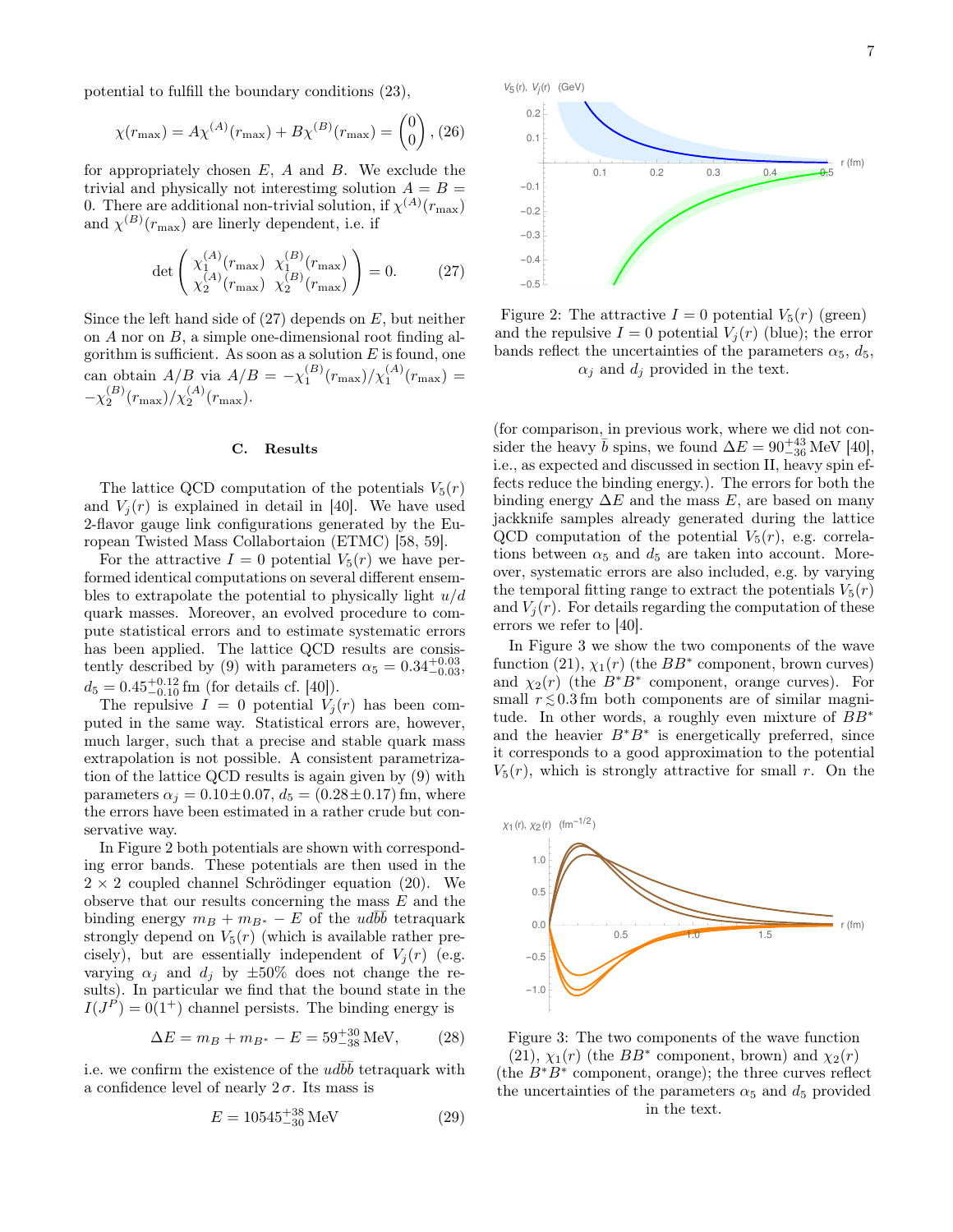potential to fulfill the boundary conditions (23),

$$\chi(r_{\max}) = A\chi^{(A)}(r_{\max}) + B\chi^{(B)}(r_{\max}) = \begin{pmatrix} 0 \\ 0 \end{pmatrix}, \quad (26)$$

for appropriately chosen $E$, $A$ and $B$. We exclude the trivial and physically not interesting solution $A = B = 0$. There are additional non-trivial solution, if $\chi^{(A)}(r_{\max})$ and $\chi^{(B)}(r_{\max})$ are linerly dependent, i.e. if

$$\det \begin{pmatrix} \chi_1^{(A)}(r_{\max}) & \chi_1^{(B)}(r_{\max}) \\ \chi_2^{(A)}(r_{\max}) & \chi_2^{(B)}(r_{\max}) \end{pmatrix} = 0. \quad (27)$$

Since the left hand side of (27) depends on $E$, but neither on $A$ nor on $B$, a simple one-dimensional root finding algorithm is sufficient. As soon as a solution $E$ is found, one can obtain $A/B$ via $A/B = -\chi_1^{(B)}(r_{\max})/\chi_1^{(A)}(r_{\max}) = -\chi_2^{(B)}(r_{\max})/\chi_2^{(A)}(r_{\max})$.

### C. Results

The lattice QCD computation of the potentials $V_5(r)$ and $V_j(r)$ is explained in detail in [40]. We have used 2-flavor gauge link configurations generated by the European Twisted Mass Collabortaion (ETMC) [58, 59].

For the attractive $I = 0$ potential $V_5(r)$ we have performed identical computations on several different ensembles to extrapolate the potential to physically light $u/d$ quark masses. Moreover, an evolved procedure to compute statistical errors and to estimate systematic errors has been applied. The lattice QCD results are consistently described by (9) with parameters $\alpha_5 = 0.34^{+0.03}_{-0.03}$, $d_5 = 0.45^{+0.12}_{-0.10}\,\text{fm}$ (for details cf. [40]).

The repulsive $I = 0$ potential $V_j(r)$ has been computed in the same way. Statistical errors are, however, much larger, such that a precise and stable quark mass extrapolation is not possible. A consistent parametrization of the lattice QCD results is again given by (9) with parameters $\alpha_j = 0.10 \pm 0.07$, $d_5 = (0.28 \pm 0.17)\,\text{fm}$, where the errors have been estimated in a rather crude but conservative way.

In Figure 2 both potentials are shown with corresponding error bands. These potentials are then used in the $2 \times 2$ coupled channel Schrödinger equation (20). We observe that our results concerning the mass $E$ and the binding energy $m_B + m_{B^*} - E$ of the $ud\bar{b}\bar{b}$ tetraquark strongly depend on $V_5(r)$ (which is available rather precisely), but are essentially independent of $V_j(r)$ (e.g. varying $\alpha_j$ and $d_j$ by $\pm 50\%$ does not change the results). In particular we find that the bound state in the $I(J^P) = 0(1^+)$ channel persists. The binding energy is

$$\Delta E = m_B + m_{B^*} - E = 59^{+30}_{-38}\,\text{MeV}, \quad (28)$$

i.e. we confirm the existence of the $ud\bar{b}\bar{b}$ tetraquark with a confidence level of nearly $2\,\sigma$. Its mass is

$$E = 10545^{+38}_{-30}\,\text{MeV} \quad (29)$$

Figure 2: The attractive $I = 0$ potential $V_5(r)$ (green) and the repulsive $I = 0$ potential $V_j(r)$ (blue); the error bands reflect the uncertainties of the parameters $\alpha_5$, $d_5$, $\alpha_j$ and $d_j$ provided in the text.

(for comparison, in previous work, where we did not consider the heavy $\bar{b}$ spins, we found $\Delta E = 90^{+43}_{-36}\,\text{MeV}$ [40], i.e., as expected and discussed in section II, heavy spin effects reduce the binding energy.). The errors for both the binding energy $\Delta E$ and the mass $E$, are based on many jackknife samples already generated during the lattice QCD computation of the potential $V_5(r)$, e.g. correlations between $\alpha_5$ and $d_5$ are taken into account. Moreover, systematic errors are also included, e.g. by varying the temporal fitting range to extract the potentials $V_5(r)$ and $V_j(r)$. For details regarding the computation of these errors we refer to [40].

In Figure 3 we show the two components of the wave function (21), $\chi_1(r)$ (the $BB^*$ component, brown curves) and $\chi_2(r)$ (the $B^*B^*$ component, orange curves). For small $r \lesssim 0.3\,\text{fm}$ both components are of similar magnitude. In other words, a roughly even mixture of $BB^*$ and the heavier $B^*B^*$ is energetically preferred, since it corresponds to a good approximation to the potential $V_5(r)$, which is strongly attractive for small $r$. On the

Figure 3: The two components of the wave function (21), $\chi_1(r)$ (the $BB^*$ component, brown) and $\chi_2(r)$ (the $B^*B^*$ component, orange); the three curves reflect the uncertainties of the parameters $\alpha_5$ and $d_5$ provided in the text.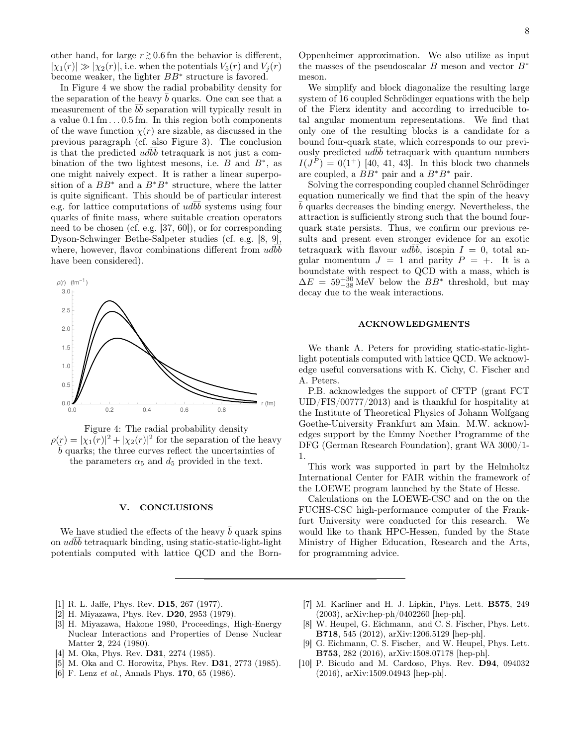other hand, for large $r \gtrsim 0.6\,\mathrm{fm}$ the behavior is different, $|\chi_1(r)| \gg |\chi_2(r)|$, i.e. when the potentials $V_5(r)$ and $V_j(r)$ become weaker, the lighter $BB^*$ structure is favored.

In Figure 4 we show the radial probability density for the separation of the heavy $\bar{b}$ quarks. One can see that a measurement of the $\bar{b}\bar{b}$ separation will typically result in a value $0.1\,\mathrm{fm} \ldots 0.5\,\mathrm{fm}$. In this region both components of the wave function $\chi(r)$ are sizable, as discussed in the previous paragraph (cf. also Figure 3). The conclusion is that the predicted $ud\bar{b}\bar{b}$ tetraquark is not just a combination of the two lightest mesons, i.e. $B$ and $B^*$, as one might naively expect. It is rather a linear superposition of a $BB^*$ and a $B^*B^*$ structure, where the latter is quite significant. This should be of particular interest e.g. for lattice computations of $ud\bar{b}\bar{b}$ systems using four quarks of finite mass, where suitable creation operators need to be chosen (cf. e.g. [37, 60]), or for corresponding Dyson-Schwinger Bethe-Salpeter studies (cf. e.g. [8, 9], where, however, flavor combinations different from $ud\bar{b}\bar{b}$ have been considered).

Figure 4: The radial probability density $\rho(r) = |\chi_1(r)|^2 + |\chi_2(r)|^2$ for the separation of the heavy $\bar{b}$ quarks; the three curves reflect the uncertainties of the parameters $\alpha_5$ and $d_5$ provided in the text.

## V. CONCLUSIONS

We have studied the effects of the heavy $\bar{b}$ quark spins on $ud\bar{b}\bar{b}$ tetraquark binding, using static-static-light-light potentials computed with lattice QCD and the Born-Oppenheimer approximation. We also utilize as input the masses of the pseudoscalar $B$ meson and vector $B^*$ meson.

We simplify and block diagonalize the resulting large system of 16 coupled Schrödinger equations with the help of the Fierz identity and according to irreducible total angular momentum representations. We find that only one of the resulting blocks is a candidate for a bound four-quark state, which corresponds to our previously predicted $ud\bar{b}\bar{b}$ tetraquark with quantum numbers $I(J^P) = 0(1^+)$ [40, 41, 43]. In this block two channels are coupled, a $BB^*$ pair and a $B^*B^*$ pair.

Solving the corresponding coupled channel Schrödinger equation numerically we find that the spin of the heavy $\bar{b}$ quarks decreases the binding energy. Nevertheless, the attraction is sufficiently strong such that the bound four-quark state persists. Thus, we confirm our previous results and present even stronger evidence for an exotic tetraquark with flavour $ud\bar{b}\bar{b}$, isospin $I = 0$, total angular momentum $J = 1$ and parity $P = +$. It is a boundstate with respect to QCD with a mass, which is $\Delta E = 59^{+30}_{-38}\,\mathrm{MeV}$ below the $BB^*$ threshold, but may decay due to the weak interactions.

## ACKNOWLEDGMENTS

We thank A. Peters for providing static-static-light-light potentials computed with lattice QCD. We acknowledge useful conversations with K. Cichy, C. Fischer and A. Peters.

P.B. acknowledges the support of CFTP (grant FCT UID/FIS/00777/2013) and is thankful for hospitality at the Institute of Theoretical Physics of Johann Wolfgang Goethe-University Frankfurt am Main. M.W. acknowledges support by the Emmy Noether Programme of the DFG (German Research Foundation), grant WA 3000/1-1.

This work was supported in part by the Helmholtz International Center for FAIR within the framework of the LOEWE program launched by the State of Hesse.

Calculations on the LOEWE-CSC and on the on the FUCHS-CSC high-performance computer of the Frankfurt University were conducted for this research. We would like to thank HPC-Hessen, funded by the State Ministry of Higher Education, Research and the Arts, for programming advice.

---

[1] R. L. Jaffe, Phys. Rev. **D15**, 267 (1977).
[2] H. Miyazawa, Phys. Rev. **D20**, 2953 (1979).
[3] H. Miyazawa, Hakone 1980, Proceedings, High-Energy Nuclear Interactions and Properties of Dense Nuclear Matter **2**, 224 (1980).
[4] M. Oka, Phys. Rev. **D31**, 2274 (1985).
[5] M. Oka and C. Horowitz, Phys. Rev. **D31**, 2773 (1985).
[6] F. Lenz *et al.*, Annals Phys. **170**, 65 (1986).
[7] M. Karliner and H. J. Lipkin, Phys. Lett. **B575**, 249 (2003), arXiv:hep-ph/0402260 [hep-ph].
[8] W. Heupel, G. Eichmann, and C. S. Fischer, Phys. Lett. **B718**, 545 (2012), arXiv:1206.5129 [hep-ph].
[9] G. Eichmann, C. S. Fischer, and W. Heupel, Phys. Lett. **B753**, 282 (2016), arXiv:1508.07178 [hep-ph].
[10] P. Bicudo and M. Cardoso, Phys. Rev. **D94**, 094032 (2016), arXiv:1509.04943 [hep-ph].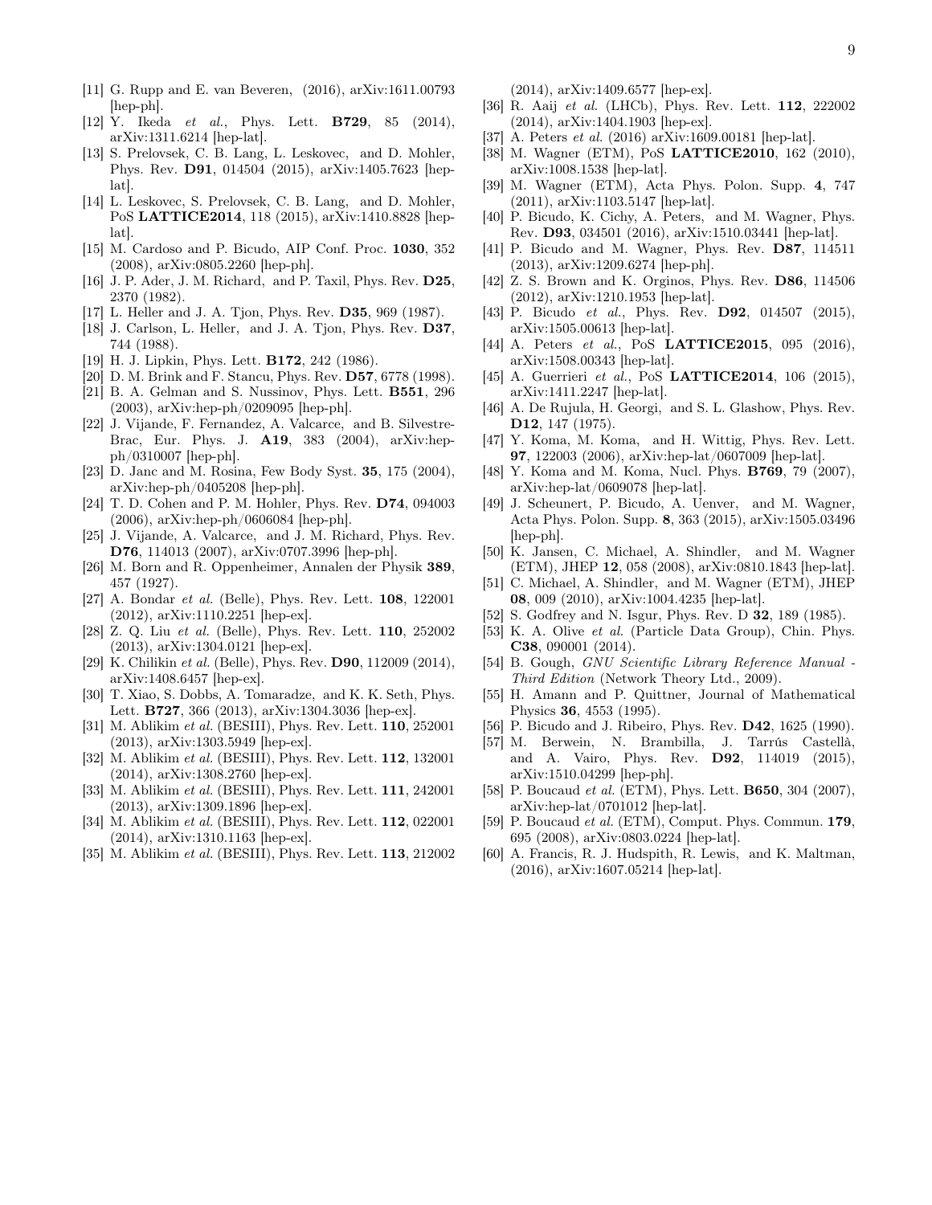[11] G. Rupp and E. van Beveren, (2016), arXiv:1611.00793 [hep-ph].

[12] Y. Ikeda *et al.*, Phys. Lett. **B729**, 85 (2014), arXiv:1311.6214 [hep-lat].

[13] S. Prelovsek, C. B. Lang, L. Leskovec, and D. Mohler, Phys. Rev. **D91**, 014504 (2015), arXiv:1405.7623 [hep-lat].

[14] L. Leskovec, S. Prelovsek, C. B. Lang, and D. Mohler, PoS **LATTICE2014**, 118 (2015), arXiv:1410.8828 [hep-lat].

[15] M. Cardoso and P. Bicudo, AIP Conf. Proc. **1030**, 352 (2008), arXiv:0805.2260 [hep-ph].

[16] J. P. Ader, J. M. Richard, and P. Taxil, Phys. Rev. **D25**, 2370 (1982).

[17] L. Heller and J. A. Tjon, Phys. Rev. **D35**, 969 (1987).

[18] J. Carlson, L. Heller, and J. A. Tjon, Phys. Rev. **D37**, 744 (1988).

[19] H. J. Lipkin, Phys. Lett. **B172**, 242 (1986).

[20] D. M. Brink and F. Stancu, Phys. Rev. **D57**, 6778 (1998).

[21] B. A. Gelman and S. Nussinov, Phys. Lett. **B551**, 296 (2003), arXiv:hep-ph/0209095 [hep-ph].

[22] J. Vijande, F. Fernandez, A. Valcarce, and B. Silvestre-Brac, Eur. Phys. J. **A19**, 383 (2004), arXiv:hep-ph/0310007 [hep-ph].

[23] D. Janc and M. Rosina, Few Body Syst. **35**, 175 (2004), arXiv:hep-ph/0405208 [hep-ph].

[24] T. D. Cohen and P. M. Hohler, Phys. Rev. **D74**, 094003 (2006), arXiv:hep-ph/0606084 [hep-ph].

[25] J. Vijande, A. Valcarce, and J. M. Richard, Phys. Rev. **D76**, 114013 (2007), arXiv:0707.3996 [hep-ph].

[26] M. Born and R. Oppenheimer, Annalen der Physik **389**, 457 (1927).

[27] A. Bondar *et al.* (Belle), Phys. Rev. Lett. **108**, 122001 (2012), arXiv:1110.2251 [hep-ex].

[28] Z. Q. Liu *et al.* (Belle), Phys. Rev. Lett. **110**, 252002 (2013), arXiv:1304.0121 [hep-ex].

[29] K. Chilikin *et al.* (Belle), Phys. Rev. **D90**, 112009 (2014), arXiv:1408.6457 [hep-ex].

[30] T. Xiao, S. Dobbs, A. Tomaradze, and K. K. Seth, Phys. Lett. **B727**, 366 (2013), arXiv:1304.3036 [hep-ex].

[31] M. Ablikim *et al.* (BESIII), Phys. Rev. Lett. **110**, 252001 (2013), arXiv:1303.5949 [hep-ex].

[32] M. Ablikim *et al.* (BESIII), Phys. Rev. Lett. **112**, 132001 (2014), arXiv:1308.2760 [hep-ex].

[33] M. Ablikim *et al.* (BESIII), Phys. Rev. Lett. **111**, 242001 (2013), arXiv:1309.1896 [hep-ex].

[34] M. Ablikim *et al.* (BESIII), Phys. Rev. Lett. **112**, 022001 (2014), arXiv:1310.1163 [hep-ex].

[35] M. Ablikim *et al.* (BESIII), Phys. Rev. Lett. **113**, 212002 (2014), arXiv:1409.6577 [hep-ex].

[36] R. Aaij *et al.* (LHCb), Phys. Rev. Lett. **112**, 222002 (2014), arXiv:1404.1903 [hep-ex].

[37] A. Peters *et al.* (2016) arXiv:1609.00181 [hep-lat].

[38] M. Wagner (ETM), PoS **LATTICE2010**, 162 (2010), arXiv:1008.1538 [hep-lat].

[39] M. Wagner (ETM), Acta Phys. Polon. Supp. **4**, 747 (2011), arXiv:1103.5147 [hep-lat].

[40] P. Bicudo, K. Cichy, A. Peters, and M. Wagner, Phys. Rev. **D93**, 034501 (2016), arXiv:1510.03441 [hep-lat].

[41] P. Bicudo and M. Wagner, Phys. Rev. **D87**, 114511 (2013), arXiv:1209.6274 [hep-ph].

[42] Z. S. Brown and K. Orginos, Phys. Rev. **D86**, 114506 (2012), arXiv:1210.1953 [hep-lat].

[43] P. Bicudo *et al.*, Phys. Rev. **D92**, 014507 (2015), arXiv:1505.00613 [hep-lat].

[44] A. Peters *et al.*, PoS **LATTICE2015**, 095 (2016), arXiv:1508.00343 [hep-lat].

[45] A. Guerrieri *et al.*, PoS **LATTICE2014**, 106 (2015), arXiv:1411.2247 [hep-lat].

[46] A. De Rujula, H. Georgi, and S. L. Glashow, Phys. Rev. **D12**, 147 (1975).

[47] Y. Koma, M. Koma, and H. Wittig, Phys. Rev. Lett. **97**, 122003 (2006), arXiv:hep-lat/0607009 [hep-lat].

[48] Y. Koma and M. Koma, Nucl. Phys. **B769**, 79 (2007), arXiv:hep-lat/0609078 [hep-lat].

[49] J. Scheunert, P. Bicudo, A. Uenver, and M. Wagner, Acta Phys. Polon. Supp. **8**, 363 (2015), arXiv:1505.03496 [hep-ph].

[50] K. Jansen, C. Michael, A. Shindler, and M. Wagner (ETM), JHEP **12**, 058 (2008), arXiv:0810.1843 [hep-lat].

[51] C. Michael, A. Shindler, and M. Wagner (ETM), JHEP **08**, 009 (2010), arXiv:1004.4235 [hep-lat].

[52] S. Godfrey and N. Isgur, Phys. Rev. D **32**, 189 (1985).

[53] K. A. Olive *et al.* (Particle Data Group), Chin. Phys. **C38**, 090001 (2014).

[54] B. Gough, *GNU Scientific Library Reference Manual - Third Edition* (Network Theory Ltd., 2009).

[55] H. Amann and P. Quittner, Journal of Mathematical Physics **36**, 4553 (1995).

[56] P. Bicudo and J. Ribeiro, Phys. Rev. **D42**, 1625 (1990).

[57] M. Berwein, N. Brambilla, J. Tarrús Castellà, and A. Vairo, Phys. Rev. **D92**, 114019 (2015), arXiv:1510.04299 [hep-ph].

[58] P. Boucaud *et al.* (ETM), Phys. Lett. **B650**, 304 (2007), arXiv:hep-lat/0701012 [hep-lat].

[59] P. Boucaud *et al.* (ETM), Comput. Phys. Commun. **179**, 695 (2008), arXiv:0803.0224 [hep-lat].

[60] A. Francis, R. J. Hudspith, R. Lewis, and K. Maltman, (2016), arXiv:1607.05214 [hep-lat].